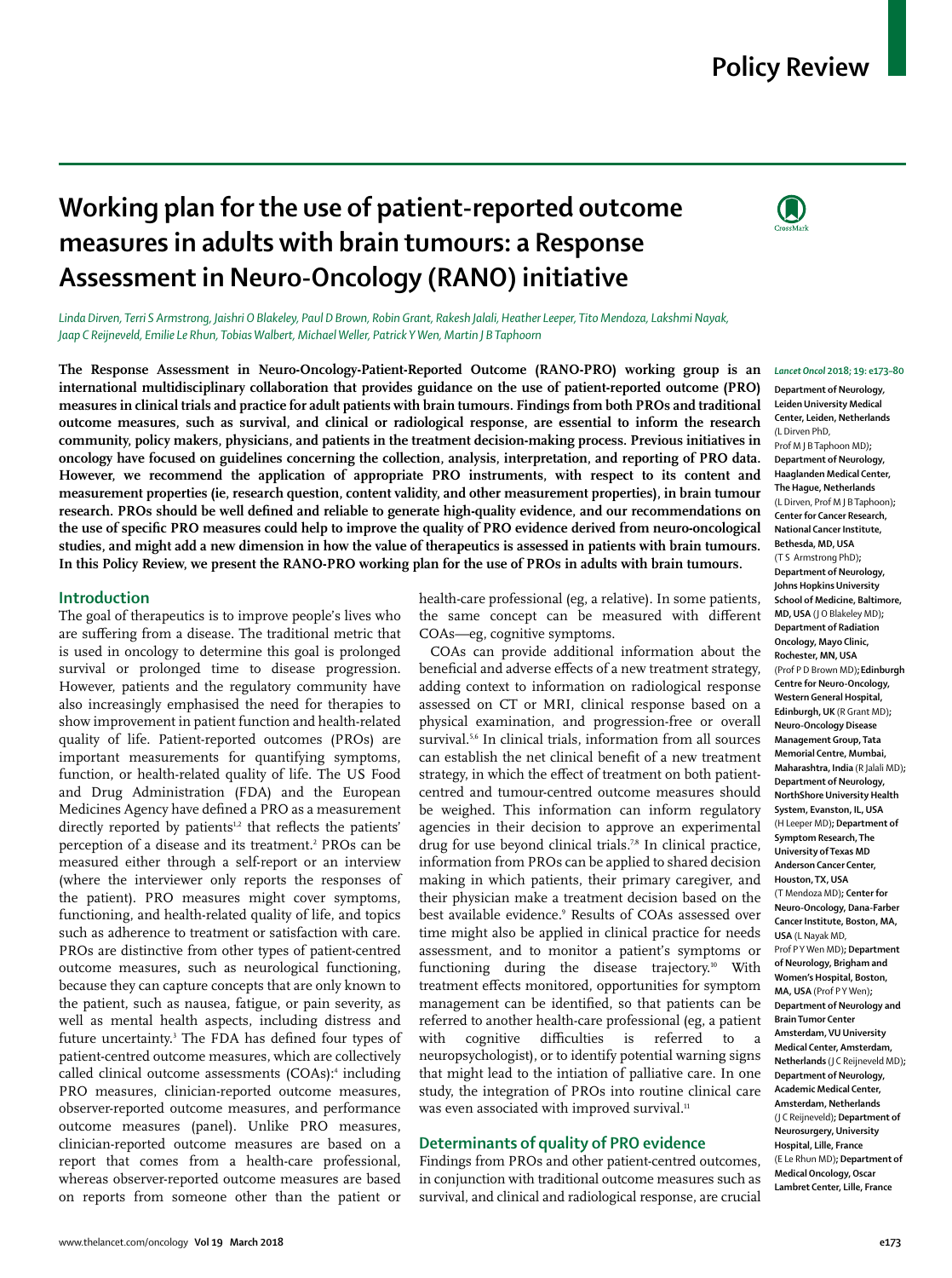Policy Review

# Working plan for the use of patient-reported outcome measures in adults with brain tumours: a Response Assessment in Neuro-Oncology (RANO) initiative

*Linda Dirven, Terri S Armstrong, Jaishri O Blakeley, Paul D Brown, Robin Grant, Rakesh Jalali, Heather Leeper, Tito Mendoza, Lakshmi Nayak, Jaap C Reijneveld, Emilie Le Rhun, Tobias Walbert, Michael Weller, Patrick Y Wen, Martin J B Taphoorn*

**The Response Assessment in Neuro-Oncology-Patient-Reported Outcome (RANO-PRO) working group is an international multidisciplinary collaboration that provides guidance on the use of patient-reported outcome (PRO) measures in clinical trials and practice for adult patients with brain tumours. Findings from both PROs and traditional outcome measures, such as survival, and clinical or radiological response, are essential to inform the research community, policy makers, physicians, and patients in the treatment decision-making process. Previous initiatives in oncology have focused on guidelines concerning the collection, analysis, interpretation, and reporting of PRO data. However, we recommend the application of appropriate PRO instruments, with respect to its content and measurement properties (ie, research question, content validity, and other measurement properties), in brain tumour research. PROs should be well defined and reliable to generate high-quality evidence, and our recommendations on the use of specific PRO measures could help to improve the quality of PRO evidence derived from neuro-oncological studies, and might add a new dimension in how the value of therapeutics is assessed in patients with brain tumours. In this Policy Review, we present the RANO-PRO working plan for the use of PROs in adults with brain tumours.**

*Lancet Oncol* 2018; 19: e173–80

Department of Neurology, Leiden University Medical Center, Leiden, Netherlands (L Dirven PhD, Prof M J B Taphoorn MD); Department of Neurology, Haaglanden Medical Center, The Hague, Netherlands (L Dirven, Prof M J B Taphoorn); Center for Cancer Research, National Cancer Institute, Bethesda, MD, USA (T S Armstrong PhD); Department of Neurology, Johns Hopkins University School of Medicine, Baltimore, MD, USA (J O Blakeley MD); Department of Radiation Oncology, Mayo Clinic, Rochester, MN, USA (Prof P D Brown MD); Edinburgh Centre for Neuro-Oncology, Western General Hospital, Edinburgh, UK (R Grant MD); Neuro-Oncology Disease Management Group, Tata Memorial Centre, Mumbai, Maharashtra, India (R Jalali MD); Department of Neurology, NorthShore University Health System, Evanston, IL, USA (H Leeper MD); Department of Symptom Research, The University of Texas MD Anderson Cancer Center, Houston, TX, USA (T Mendoza MD); Center for Neuro-Oncology, Dana-Farber Cancer Institute, Boston, MA, USA (L Nayak MD, Prof P Y Wen MD); Department of Neurology, Brigham and Women's Hospital, Boston, MA, USA (Prof P Y Wen); Department of Neurology and Brain Tumor Center Amsterdam, VU University Medical Center, Amsterdam, Netherlands (J C Reijneveld MD); Department of Neurology, Academic Medical Center, Amsterdam, Netherlands (J C Reijneveld); Department of Neurosurgery, University Hospital, Lille, France (E Le Rhun MD); Department of Medical Oncology, Oscar Lambret Center, Lille, France

## Introduction

The goal of therapeutics is to improve people's lives who are suffering from a disease. The traditional metric that is used in oncology to determine this goal is prolonged survival or prolonged time to disease progression. However, patients and the regulatory community have also increasingly emphasised the need for therapies to show improvement in patient function and health-related quality of life. Patient-reported outcomes (PROs) are important measurements for quantifying symptoms, function, or health-related quality of life. The US Food and Drug Administration (FDA) and the European Medicines Agency have defined a PRO as a measurement directly reported by patients[1,2] that reflects the patients' perception of a disease and its treatment.[2] PROs can be measured either through a self-report or an interview (where the interviewer only reports the responses of the patient). PRO measures might cover symptoms, functioning, and health-related quality of life, and topics such as adherence to treatment or satisfaction with care. PROs are distinctive from other types of patient-centred outcome measures, such as neurological functioning, because they can capture concepts that are only known to the patient, such as nausea, fatigue, or pain severity, as well as mental health aspects, including distress and future uncertainty.[3] The FDA has defined four types of patient-centred outcome measures, which are collectively called clinical outcome assessments (COAs):[4] including PRO measures, clinician-reported outcome measures, observer-reported outcome measures, and performance outcome measures (panel). Unlike PRO measures, clinician-reported outcome measures are based on a report that comes from a health-care professional, whereas observer-reported outcome measures are based on reports from someone other than the patient or health-care professional (eg, a relative). In some patients, the same concept can be measured with different COAs—eg, cognitive symptoms.

COAs can provide additional information about the beneficial and adverse effects of a new treatment strategy, adding context to information on radiological response assessed on CT or MRI, clinical response based on a physical examination, and progression-free or overall survival.[5,6] In clinical trials, information from all sources can establish the net clinical benefit of a new treatment strategy, in which the effect of treatment on both patient-centred and tumour-centred outcome measures should be weighed. This information can inform regulatory agencies in their decision to approve an experimental drug for use beyond clinical trials.[7,8] In clinical practice, information from PROs can be applied to shared decision making in which patients, their primary caregiver, and their physician make a treatment decision based on the best available evidence.[9] Results of COAs assessed over time might also be applied in clinical practice for needs assessment, and to monitor a patient's symptoms or functioning during the disease trajectory.[10] With treatment effects monitored, opportunities for symptom management can be identified, so that patients can be referred to another health-care professional (eg, a patient with cognitive difficulties is referred to a neuropsychologist), or to identify potential warning signs that might lead to the intiation of palliative care. In one study, the integration of PROs into routine clinical care was even associated with improved survival.[11]

## Determinants of quality of PRO evidence

Findings from PROs and other patient-centred outcomes, in conjunction with traditional outcome measures such as survival, and clinical and radiological response, are crucial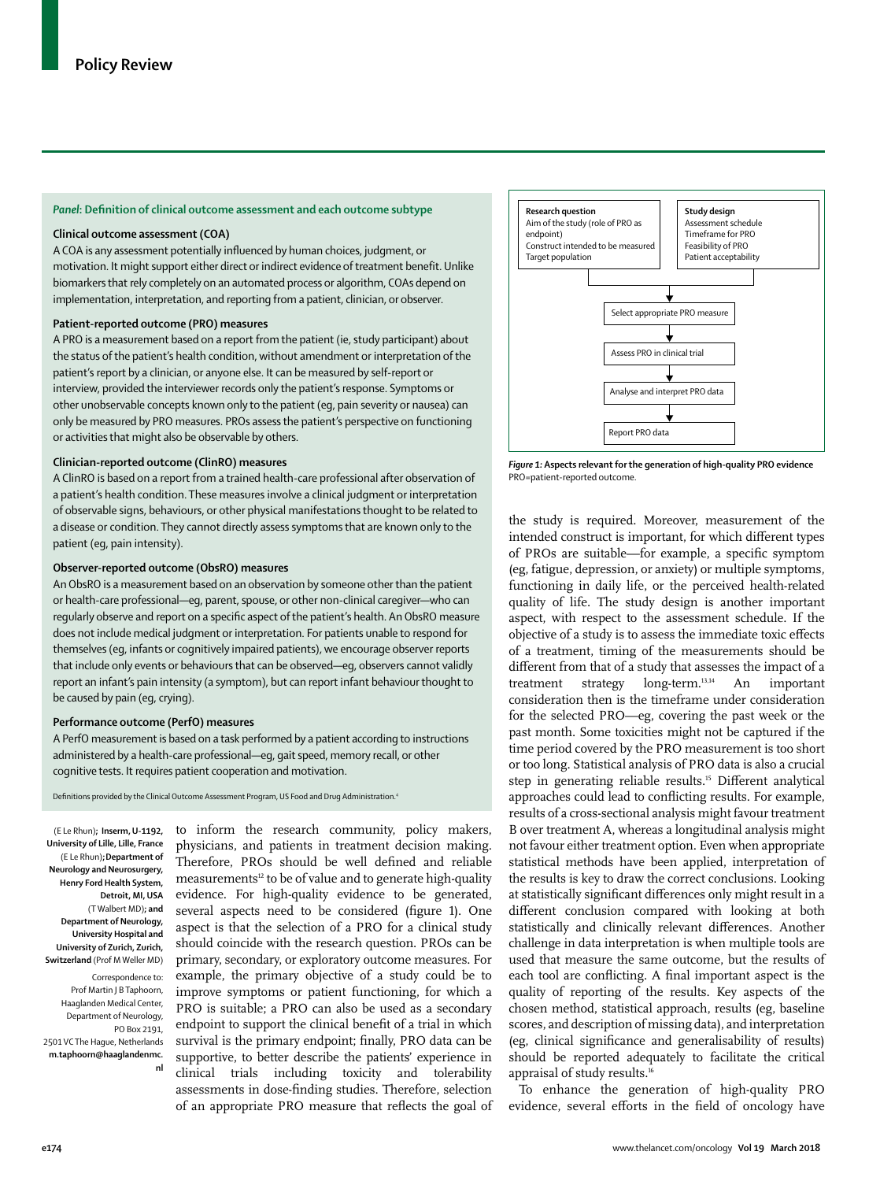## *Panel*: Definition of clinical outcome assessment and each outcome subtype

**Clinical outcome assessment (COA)**

A COA is any assessment potentially influenced by human choices, judgment, or motivation. It might support either direct or indirect evidence of treatment benefit. Unlike biomarkers that rely completely on an automated process or algorithm, COAs depend on implementation, interpretation, and reporting from a patient, clinician, or observer.

**Patient-reported outcome (PRO) measures**

A PRO is a measurement based on a report from the patient (ie, study participant) about the status of the patient's health condition, without amendment or interpretation of the patient's report by a clinician, or anyone else. It can be measured by self-report or interview, provided the interviewer records only the patient's response. Symptoms or other unobservable concepts known only to the patient (eg, pain severity or nausea) can only be measured by PRO measures. PROs assess the patient's perspective on functioning or activities that might also be observable by others.

**Clinician-reported outcome (ClinRO) measures**

A ClinRO is based on a report from a trained health-care professional after observation of a patient's health condition. These measures involve a clinical judgment or interpretation of observable signs, behaviours, or other physical manifestations thought to be related to a disease or condition. They cannot directly assess symptoms that are known only to the patient (eg, pain intensity).

**Observer-reported outcome (ObsRO) measures**

An ObsRO is a measurement based on an observation by someone other than the patient or health-care professional—eg, parent, spouse, or other non-clinical caregiver—who can regularly observe and report on a specific aspect of the patient's health. An ObsRO measure does not include medical judgment or interpretation. For patients unable to respond for themselves (eg, infants or cognitively impaired patients), we encourage observer reports that include only events or behaviours that can be observed—eg, observers cannot validly report an infant's pain intensity (a symptom), but can report infant behaviour thought to be caused by pain (eg, crying).

**Performance outcome (PerfO) measures**

A PerfO measurement is based on a task performed by a patient according to instructions administered by a health-care professional—eg, gait speed, memory recall, or other cognitive tests. It requires patient cooperation and motivation.

Definitions provided by the Clinical Outcome Assessment Program, US Food and Drug Administration.[4]

(E Le Rhun); **Inserm, U-1192, University of Lille, Lille, France** (E Le Rhun); **Department of Neurology and Neurosurgery, Henry Ford Health System, Detroit, MI, USA** (T Walbert MD); **and Department of Neurology, University Hospital and University of Zurich, Zurich, Switzerland** (Prof M Weller MD)

Correspondence to: Prof Martin J B Taphoorn, Haaglanden Medical Center, Department of Neurology, PO Box 2191, 2501 VC The Hague, Netherlands **m.taphoorn@haaglandenmc.nl**

to inform the research community, policy makers, physicians, and patients in treatment decision making. Therefore, PROs should be well defined and reliable measurements[12] to be of value and to generate high-quality evidence. For high-quality evidence to be generated, several aspects need to be considered (figure 1). One aspect is that the selection of a PRO for a clinical study should coincide with the research question. PROs can be primary, secondary, or exploratory outcome measures. For example, the primary objective of a study could be to improve symptoms or patient functioning, for which a PRO is suitable; a PRO can also be used as a secondary endpoint to support the clinical benefit of a trial in which survival is the primary endpoint; finally, PRO data can be supportive, to better describe the patients' experience in clinical trials including toxicity and tolerability assessments in dose-finding studies. Therefore, selection of an appropriate PRO measure that reflects the goal of the study is required. Moreover, measurement of the intended construct is important, for which different types of PROs are suitable—for example, a specific symptom (eg, fatigue, depression, or anxiety) or multiple symptoms, functioning in daily life, or the perceived health-related quality of life. The study design is another important aspect, with respect to the assessment schedule. If the objective of a study is to assess the immediate toxic effects of a treatment, timing of the measurements should be different from that of a study that assesses the impact of a treatment strategy long-term.[13,14] An important consideration then is the timeframe under consideration for the selected PRO—eg, covering the past week or the past month. Some toxicities might not be captured if the time period covered by the PRO measurement is too short or too long. Statistical analysis of PRO data is also a crucial step in generating reliable results.[15] Different analytical approaches could lead to conflicting results. For example, results of a cross-sectional analysis might favour treatment B over treatment A, whereas a longitudinal analysis might not favour either treatment option. Even when appropriate statistical methods have been applied, interpretation of the results is key to draw the correct conclusions. Looking at statistically significant differences only might result in a different conclusion compared with looking at both statistically and clinically relevant differences. Another challenge in data interpretation is when multiple tools are used that measure the same outcome, but the results of each tool are conflicting. A final important aspect is the quality of reporting of the results. Key aspects of the chosen method, statistical approach, results (eg, baseline scores, and description of missing data), and interpretation (eg, clinical significance and generalisability of results) should be reported adequately to facilitate the critical appraisal of study results.[16]

**Research question**
Aim of the study (role of PRO as endpoint)
Construct intended to be measured
Target population

**Study design**
Assessment schedule
Timeframe for PRO
Feasibility of PRO
Patient acceptability

→ Select appropriate PRO measure → Assess PRO in clinical trial → Analyse and interpret PRO data → Report PRO data

*Figure 1:* **Aspects relevant for the generation of high-quality PRO evidence**
PRO=patient-reported outcome.

To enhance the generation of high-quality PRO evidence, several efforts in the field of oncology have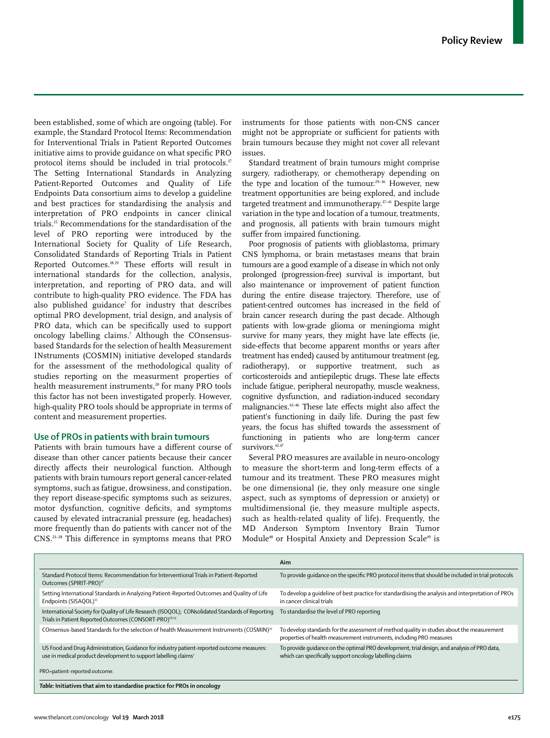been established, some of which are ongoing (table). For example, the Standard Protocol Items: Recommendation for Interventional Trials in Patient Reported Outcomes initiative aims to provide guidance on what specific PRO protocol items should be included in trial protocols.[17] The Setting International Standards in Analyzing Patient-Reported Outcomes and Quality of Life Endpoints Data consortium aims to develop a guideline and best practices for standardising the analysis and interpretation of PRO endpoints in cancer clinical trials.[15] Recommendations for the standardisation of the level of PRO reporting were introduced by the International Society for Quality of Life Research, Consolidated Standards of Reporting Trials in Patient Reported Outcomes.[18,19] These efforts will result in international standards for the collection, analysis, interpretation, and reporting of PRO data, and will contribute to high-quality PRO evidence. The FDA has also published guidance[7] for industry that describes optimal PRO development, trial design, and analysis of PRO data, which can be specifically used to support oncology labelling claims.[7] Although the COnsensus-based Standards for the selection of health Measurement INstruments (COSMIN) initiative developed standards for the assessment of the methodological quality of studies reporting on the measurment properties of health measurement instruments,[20] for many PRO tools this factor has not been investigated properly. However, high-quality PRO tools should be appropriate in terms of content and measurement properties.

## Use of PROs in patients with brain tumours

Patients with brain tumours have a different course of disease than other cancer patients because their cancer directly affects their neurological function. Although patients with brain tumours report general cancer-related symptoms, such as fatigue, drowsiness, and constipation, they report disease-specific symptoms such as seizures, motor dysfunction, cognitive deficits, and symptoms caused by elevated intracranial pressure (eg, headaches) more frequently than do patients with cancer not of the CNS.[21–28] This difference in symptoms means that PRO instruments for those patients with non-CNS cancer might not be appropriate or sufficient for patients with brain tumours because they might not cover all relevant issues.

Standard treatment of brain tumours might comprise surgery, radiotherapy, or chemotherapy depending on the type and location of the tumour.[29–36] However, new treatment opportunities are being explored, and include targeted treatment and immunotherapy.[37–41] Despite large variation in the type and location of a tumour, treatments, and prognosis, all patients with brain tumours might suffer from impaired functioning.

Poor prognosis of patients with glioblastoma, primary CNS lymphoma, or brain metastases means that brain tumours are a good example of a disease in which not only prolonged (progression-free) survival is important, but also maintenance or improvement of patient function during the entire disease trajectory. Therefore, use of patient-centred outcomes has increased in the field of brain cancer research during the past decade. Although patients with low-grade glioma or meningioma might survive for many years, they might have late effects (ie, side-effects that become apparent months or years after treatment has ended) caused by antitumour treatment (eg, radiotherapy), or supportive treatment, such as corticosteroids and antiepileptic drugs. These late effects include fatigue, peripheral neuropathy, muscle weakness, cognitive dysfunction, and radiation-induced secondary malignancies.[42–46] These late effects might also affect the patient's functioning in daily life. During the past few years, the focus has shifted towards the assessment of functioning in patients who are long-term cancer survivors.[42,47]

Several PRO measures are available in neuro-oncology to measure the short-term and long-term effects of a tumour and its treatment. These PRO measures might be one dimensional (ie, they only measure one single aspect, such as symptoms of depression or anxiety) or multidimensional (ie, they measure multiple aspects, such as health-related quality of life). Frequently, the MD Anderson Symptom Inventory Brain Tumor Module[48] or Hospital Anxiety and Depression Scale[49] is

| | Aim |
|---|---|
| Standard Protocol Items: Recommendation for Interventional Trials in Patient-Reported Outcomes (SPIRIT-PRO)[17] | To provide guidance on the specific PRO protocol items that should be included in trial protocols |
| Setting International Standards in Analyzing Patient-Reported Outcomes and Quality of Life Endpoints (SISAQOL)[15] | To develop a guideline of best practice for standardising the analysis and interpretation of PROs in cancer clinical trials |
| International Society for Quality of Life Research (ISOQOL); CONsolidated Standards of Reporting Trials in Patient Reported Outcomes (CONSORT-PRO)[18,19] | To standardise the level of PRO reporting |
| COnsensus-based Standards for the selection of health Measurement Instruments (COSMIN)[20] | To develop standards for the assessment of method quality in studies about the measurement properties of health measurement instruments, including PRO measures |
| US Food and Drug Administration, Guidance for industry patient-reported outcome measures: use in medical product development to support labelling claims[7] | To provide guidance on the optimal PRO development, trial design, and analysis of PRO data, which can specifically support oncology labelling claims |

PRO=patient-reported outcome.

***Table:* Initiatives that aim to standardise practice for PROs in oncology**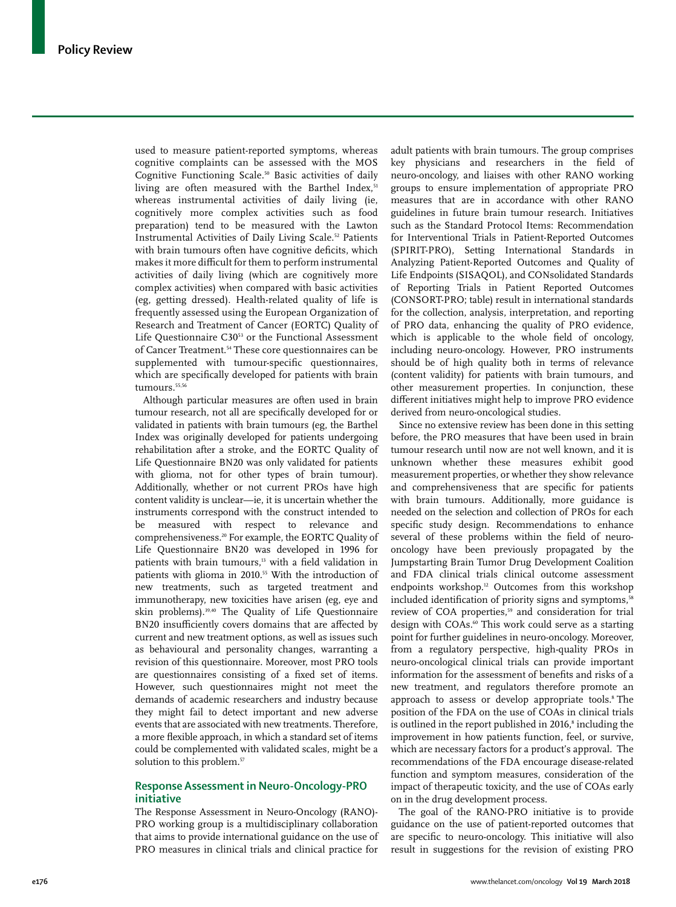used to measure patient-reported symptoms, whereas cognitive complaints can be assessed with the MOS Cognitive Functioning Scale.[50] Basic activities of daily living are often measured with the Barthel Index,[51] whereas instrumental activities of daily living (ie, cognitively more complex activities such as food preparation) tend to be measured with the Lawton Instrumental Activities of Daily Living Scale.[52] Patients with brain tumours often have cognitive deficits, which makes it more difficult for them to perform instrumental activities of daily living (which are cognitively more complex activities) when compared with basic activities (eg, getting dressed). Health-related quality of life is frequently assessed using the European Organization of Research and Treatment of Cancer (EORTC) Quality of Life Questionnaire C30[53] or the Functional Assessment of Cancer Treatment.[54] These core questionnaires can be supplemented with tumour-specific questionnaires, which are specifically developed for patients with brain tumours.[55,56]

Although particular measures are often used in brain tumour research, not all are specifically developed for or validated in patients with brain tumours (eg, the Barthel Index was originally developed for patients undergoing rehabilitation after a stroke, and the EORTC Quality of Life Questionnaire BN20 was only validated for patients with glioma, not for other types of brain tumour). Additionally, whether or not current PROs have high content validity is unclear—ie, it is uncertain whether the instruments correspond with the construct intended to be measured with respect to relevance and comprehensiveness.[20] For example, the EORTC Quality of Life Questionnaire BN20 was developed in 1996 for patients with brain tumours,[13] with a field validation in patients with glioma in 2010.[55] With the introduction of new treatments, such as targeted treatment and immunotherapy, new toxicities have arisen (eg, eye and skin problems).[39,40] The Quality of Life Questionnaire BN20 insufficiently covers domains that are affected by current and new treatment options, as well as issues such as behavioural and personality changes, warranting a revision of this questionnaire. Moreover, most PRO tools are questionnaires consisting of a fixed set of items. However, such questionnaires might not meet the demands of academic researchers and industry because they might fail to detect important and new adverse events that are associated with new treatments. Therefore, a more flexible approach, in which a standard set of items could be complemented with validated scales, might be a solution to this problem.[57]

## Response Assessment in Neuro-Oncology-PRO initiative

The Response Assessment in Neuro-Oncology (RANO)-PRO working group is a multidisciplinary collaboration that aims to provide international guidance on the use of PRO measures in clinical trials and clinical practice for adult patients with brain tumours. The group comprises key physicians and researchers in the field of neuro-oncology, and liaises with other RANO working groups to ensure implementation of appropriate PRO measures that are in accordance with other RANO guidelines in future brain tumour research. Initiatives such as the Standard Protocol Items: Recommendation for Interventional Trials in Patient-Reported Outcomes (SPIRIT-PRO), Setting International Standards in Analyzing Patient-Reported Outcomes and Quality of Life Endpoints (SISAQOL), and CONsolidated Standards of Reporting Trials in Patient Reported Outcomes (CONSORT-PRO; table) result in international standards for the collection, analysis, interpretation, and reporting of PRO data, enhancing the quality of PRO evidence, which is applicable to the whole field of oncology, including neuro-oncology. However, PRO instruments should be of high quality both in terms of relevance (content validity) for patients with brain tumours, and other measurement properties. In conjunction, these different initiatives might help to improve PRO evidence derived from neuro-oncological studies.

Since no extensive review has been done in this setting before, the PRO measures that have been used in brain tumour research until now are not well known, and it is unknown whether these measures exhibit good measurement properties, or whether they show relevance and comprehensiveness that are specific for patients with brain tumours. Additionally, more guidance is needed on the selection and collection of PROs for each specific study design. Recommendations to enhance several of these problems within the field of neuro-oncology have been previously propagated by the Jumpstarting Brain Tumor Drug Development Coalition and FDA clinical trials clinical outcome assessment endpoints workshop.[12] Outcomes from this workshop included identification of priority signs and symptoms,[58] review of COA properties,[59] and consideration for trial design with COAs.[60] This work could serve as a starting point for further guidelines in neuro-oncology. Moreover, from a regulatory perspective, high-quality PROs in neuro-oncological clinical trials can provide important information for the assessment of benefits and risks of a new treatment, and regulators therefore promote an approach to assess or develop appropriate tools.[8] The position of the FDA on the use of COAs in clinical trials is outlined in the report published in 2016,[8] including the improvement in how patients function, feel, or survive, which are necessary factors for a product's approval. The recommendations of the FDA encourage disease-related function and symptom measures, consideration of the impact of therapeutic toxicity, and the use of COAs early on in the drug development process.

The goal of the RANO-PRO initiative is to provide guidance on the use of patient-reported outcomes that are specific to neuro-oncology. This initiative will also result in suggestions for the revision of existing PRO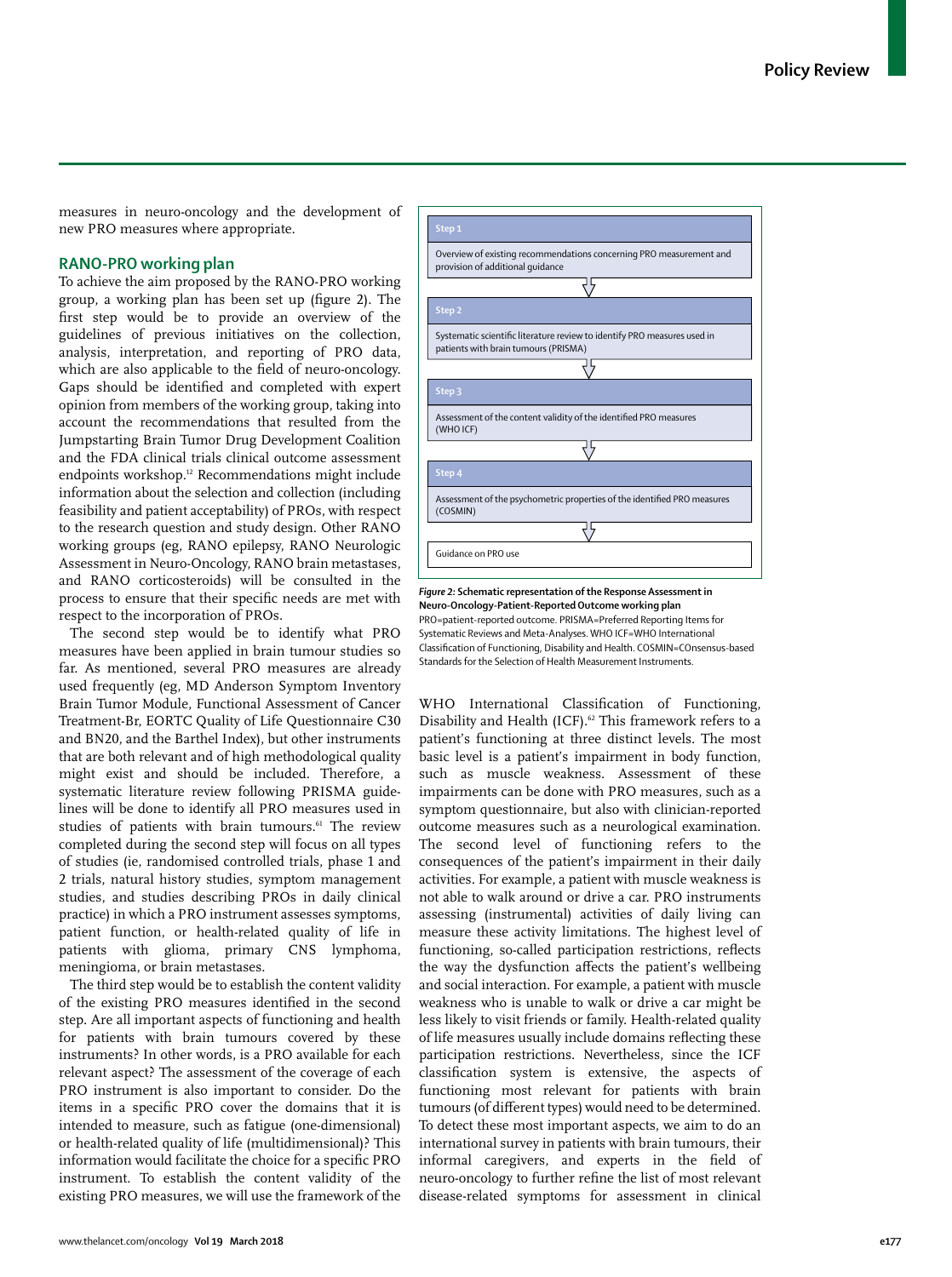measures in neuro-oncology and the development of new PRO measures where appropriate.

## RANO-PRO working plan

To achieve the aim proposed by the RANO-PRO working group, a working plan has been set up (figure 2). The first step would be to provide an overview of the guidelines of previous initiatives on the collection, analysis, interpretation, and reporting of PRO data, which are also applicable to the field of neuro-oncology. Gaps should be identified and completed with expert opinion from members of the working group, taking into account the recommendations that resulted from the Jumpstarting Brain Tumor Drug Development Coalition and the FDA clinical trials clinical outcome assessment endpoints workshop.[12] Recommendations might include information about the selection and collection (including feasibility and patient acceptability) of PROs, with respect to the research question and study design. Other RANO working groups (eg, RANO epilepsy, RANO Neurologic Assessment in Neuro-Oncology, RANO brain metastases, and RANO corticosteroids) will be consulted in the process to ensure that their specific needs are met with respect to the incorporation of PROs.

The second step would be to identify what PRO measures have been applied in brain tumour studies so far. As mentioned, several PRO measures are already used frequently (eg, MD Anderson Symptom Inventory Brain Tumor Module, Functional Assessment of Cancer Treatment-Br, EORTC Quality of Life Questionnaire C30 and BN20, and the Barthel Index), but other instruments that are both relevant and of high methodological quality might exist and should be included. Therefore, a systematic literature review following PRISMA guidelines will be done to identify all PRO measures used in studies of patients with brain tumours.[61] The review completed during the second step will focus on all types of studies (ie, randomised controlled trials, phase 1 and 2 trials, natural history studies, symptom management studies, and studies describing PROs in daily clinical practice) in which a PRO instrument assesses symptoms, patient function, or health-related quality of life in patients with glioma, primary CNS lymphoma, meningioma, or brain metastases.

The third step would be to establish the content validity of the existing PRO measures identified in the second step. Are all important aspects of functioning and health for patients with brain tumours covered by these instruments? In other words, is a PRO available for each relevant aspect? The assessment of the coverage of each PRO instrument is also important to consider. Do the items in a specific PRO cover the domains that it is intended to measure, such as fatigue (one-dimensional) or health-related quality of life (multidimensional)? This information would facilitate the choice for a specific PRO instrument. To establish the content validity of the existing PRO measures, we will use the framework of the WHO International Classification of Functioning, Disability and Health (ICF).[62] This framework refers to a patient's functioning at three distinct levels. The most basic level is a patient's impairment in body function, such as muscle weakness. Assessment of these impairments can be done with PRO measures, such as a symptom questionnaire, but also with clinician-reported outcome measures such as a neurological examination. The second level of functioning refers to the consequences of the patient's impairment in their daily activities. For example, a patient with muscle weakness is not able to walk around or drive a car. PRO instruments assessing (instrumental) activities of daily living can measure these activity limitations. The highest level of functioning, so-called participation restrictions, reflects the way the dysfunction affects the patient's wellbeing and social interaction. For example, a patient with muscle weakness who is unable to walk or drive a car might be less likely to visit friends or family. Health-related quality of life measures usually include domains reflecting these participation restrictions. Nevertheless, since the ICF classification system is extensive, the aspects of functioning most relevant for patients with brain tumours (of different types) would need to be determined. To detect these most important aspects, we aim to do an international survey in patients with brain tumours, their informal caregivers, and experts in the field of neuro-oncology to further refine the list of most relevant disease-related symptoms for assessment in clinical

**Step 1**
Overview of existing recommendations concerning PRO measurement and provision of additional guidance

↓

**Step 2**
Systematic scientific literature review to identify PRO measures used in patients with brain tumours (PRISMA)

↓

**Step 3**
Assessment of the content validity of the identified PRO measures (WHO ICF)

↓

**Step 4**
Assessment of the psychometric properties of the identified PRO measures (COSMIN)

↓

Guidance on PRO use

*Figure 2:* **Schematic representation of the Response Assessment in Neuro-Oncology-Patient-Reported Outcome working plan**
PRO=patient-reported outcome. PRISMA=Preferred Reporting Items for Systematic Reviews and Meta-Analyses. WHO ICF=WHO International Classification of Functioning, Disability and Health. COSMIN=COnsensus-based Standards for the Selection of Health Measurement Instruments.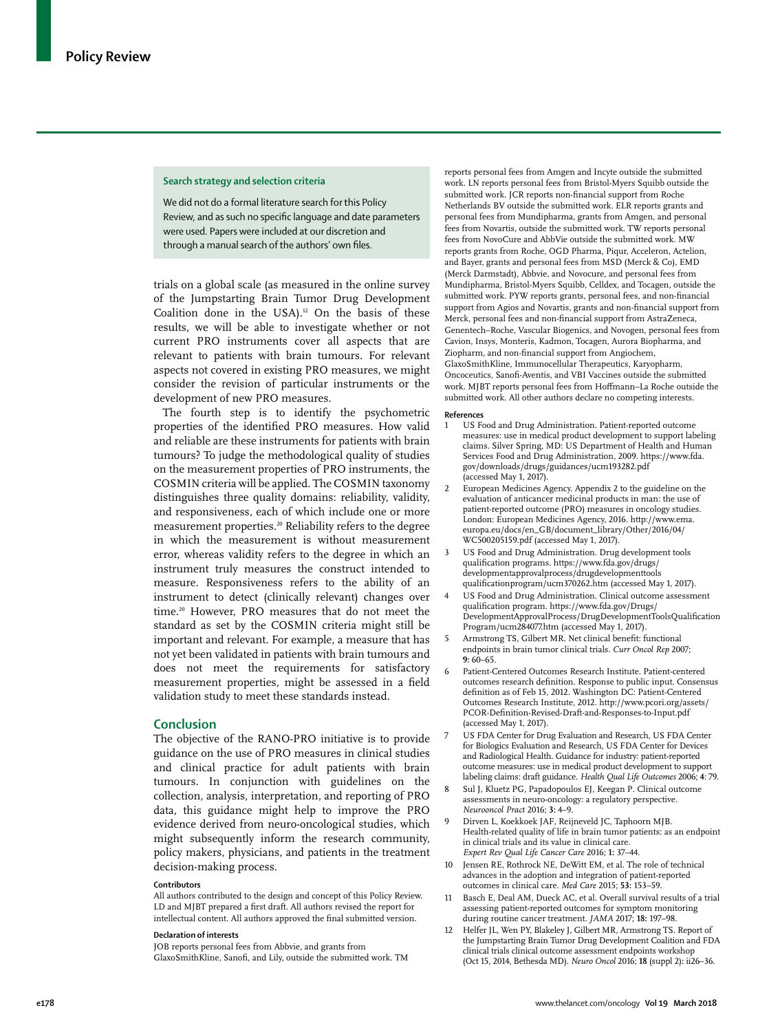### Search strategy and selection criteria

We did not do a formal literature search for this Policy Review, and as such no specific language and date parameters were used. Papers were included at our discretion and through a manual search of the authors' own files.

trials on a global scale (as measured in the online survey of the Jumpstarting Brain Tumor Drug Development Coalition done in the USA).[12] On the basis of these results, we will be able to investigate whether or not current PRO instruments cover all aspects that are relevant to patients with brain tumours. For relevant aspects not covered in existing PRO measures, we might consider the revision of particular instruments or the development of new PRO measures.

The fourth step is to identify the psychometric properties of the identified PRO measures. How valid and reliable are these instruments for patients with brain tumours? To judge the methodological quality of studies on the measurement properties of PRO instruments, the COSMIN criteria will be applied. The COSMIN taxonomy distinguishes three quality domains: reliability, validity, and responsiveness, each of which include one or more measurement properties.[20] Reliability refers to the degree in which the measurement is without measurement error, whereas validity refers to the degree in which an instrument truly measures the construct intended to measure. Responsiveness refers to the ability of an instrument to detect (clinically relevant) changes over time.[20] However, PRO measures that do not meet the standard as set by the COSMIN criteria might still be important and relevant. For example, a measure that has not yet been validated in patients with brain tumours and does not meet the requirements for satisfactory measurement properties, might be assessed in a field validation study to meet these standards instead.

## Conclusion

The objective of the RANO-PRO initiative is to provide guidance on the use of PRO measures in clinical studies and clinical practice for adult patients with brain tumours. In conjunction with guidelines on the collection, analysis, interpretation, and reporting of PRO data, this guidance might help to improve the PRO evidence derived from neuro-oncological studies, which might subsequently inform the research community, policy makers, physicians, and patients in the treatment decision-making process.

#### Contributors

All authors contributed to the design and concept of this Policy Review. LD and MJBT prepared a first draft. All authors revised the report for intellectual content. All authors approved the final submitted version.

#### Declaration of interests

JOB reports personal fees from Abbvie, and grants from GlaxoSmithKline, Sanofi, and Lily, outside the submitted work. TM reports personal fees from Amgen and Incyte outside the submitted work. LN reports personal fees from Bristol-Myers Squibb outside the submitted work. JCR reports non-financial support from Roche Netherlands BV outside the submitted work. ELR reports grants and personal fees from Mundipharma, grants from Amgen, and personal fees from Novartis, outside the submitted work. TW reports personal fees from NovoCure and AbbVie outside the submitted work. MW reports grants from Roche, OGD Pharma, Piqur, Acceleron, Actelion, and Bayer, grants and personal fees from MSD (Merck & Co), EMD (Merck Darmstadt), Abbvie, and Novocure, and personal fees from Mundipharma, Bristol-Myers Squibb, Celldex, and Tocagen, outside the submitted work. PYW reports grants, personal fees, and non-financial support from Agios and Novartis, grants and non-financial support from Merck, personal fees and non-financial support from AstraZeneca, Genentech–Roche, Vascular Biogenics, and Novogen, personal fees from Cavion, Insys, Monteris, Kadmon, Tocagen, Aurora Biopharma, and Ziopharm, and non-financial support from Angiochem, GlaxoSmithKline, Immunocellular Therapeutics, Karyopharm, Oncoceutics, Sanofi-Aventis, and VBI Vaccines outside the submitted work. MJBT reports personal fees from Hoffmann–La Roche outside the submitted work. All other authors declare no competing interests.

#### References

1. US Food and Drug Administration. Patient-reported outcome measures: use in medical product development to support labeling claims. Silver Spring, MD: US Department of Health and Human Services Food and Drug Administration, 2009. https://www.fda.gov/downloads/drugs/guidances/ucm193282.pdf (accessed May 1, 2017).
2. European Medicines Agency. Appendix 2 to the guideline on the evaluation of anticancer medicinal products in man: the use of patient-reported outcome (PRO) measures in oncology studies. London: European Medicines Agency, 2016. http://www.ema.europa.eu/docs/en_GB/document_library/Other/2016/04/WC500205159.pdf (accessed May 1, 2017).
3. US Food and Drug Administration. Drug development tools qualification programs. https://www.fda.gov/drugs/developmentapprovalprocess/drugdevelopmenttools qualificationprogram/ucm370262.htm (accessed May 1, 2017).
4. US Food and Drug Administration. Clinical outcome assessment qualification program. https://www.fda.gov/Drugs/DevelopmentApprovalProcess/DrugDevelopmentToolsQualificationProgram/ucm284077.htm (accessed May 1, 2017).
5. Armstrong TS, Gilbert MR. Net clinical benefit: functional endpoints in brain tumor clinical trials. *Curr Oncol Rep* 2007; **9:** 60–65.
6. Patient-Centered Outcomes Research Institute. Patient-centered outcomes research definition. Response to public input. Consensus definition as of Feb 15, 2012. Washington DC: Patient-Centered Outcomes Research Institute, 2012. http://www.pcori.org/assets/PCOR-Definition-Revised-Draft-and-Responses-to-Input.pdf (accessed May 1, 2017).
7. US FDA Center for Drug Evaluation and Research, US FDA Center for Biologics Evaluation and Research, US FDA Center for Devices and Radiological Health. Guidance for industry: patient-reported outcome measures: use in medical product development to support labeling claims: draft guidance. *Health Qual Life Outcomes* 2006; **4:** 79.
8. Sul J, Kluetz PG, Papadopoulos EJ, Keegan P. Clinical outcome assessments in neuro-oncology: a regulatory perspective. *Neurooncol Pract* 2016; **3:** 4–9.
9. Dirven L, Koekkoek JAF, Reijneveld JC, Taphoorn MJB. Health-related quality of life in brain tumor patients: as an endpoint in clinical trials and its value in clinical care. *Expert Rev Qual Life Cancer Care* 2016; **1:** 37–44.
10. Jensen RE, Rothrock NE, DeWitt EM, et al. The role of technical advances in the adoption and integration of patient-reported outcomes in clinical care. *Med Care* 2015; **53:** 153–59.
11. Basch E, Deal AM, Dueck AC, et al. Overall survival results of a trial assessing patient-reported outcomes for symptom monitoring during routine cancer treatment. *JAMA* 2017; **18:** 197–98.
12. Helfer JL, Wen PY, Blakeley J, Gilbert MR, Armstrong TS. Report of the Jumpstarting Brain Tumor Drug Development Coalition and FDA clinical trials clinical outcome assessment endpoints workshop (Oct 15, 2014, Bethesda MD). *Neuro Oncol* 2016; **18** (suppl 2)**:** ii26–36.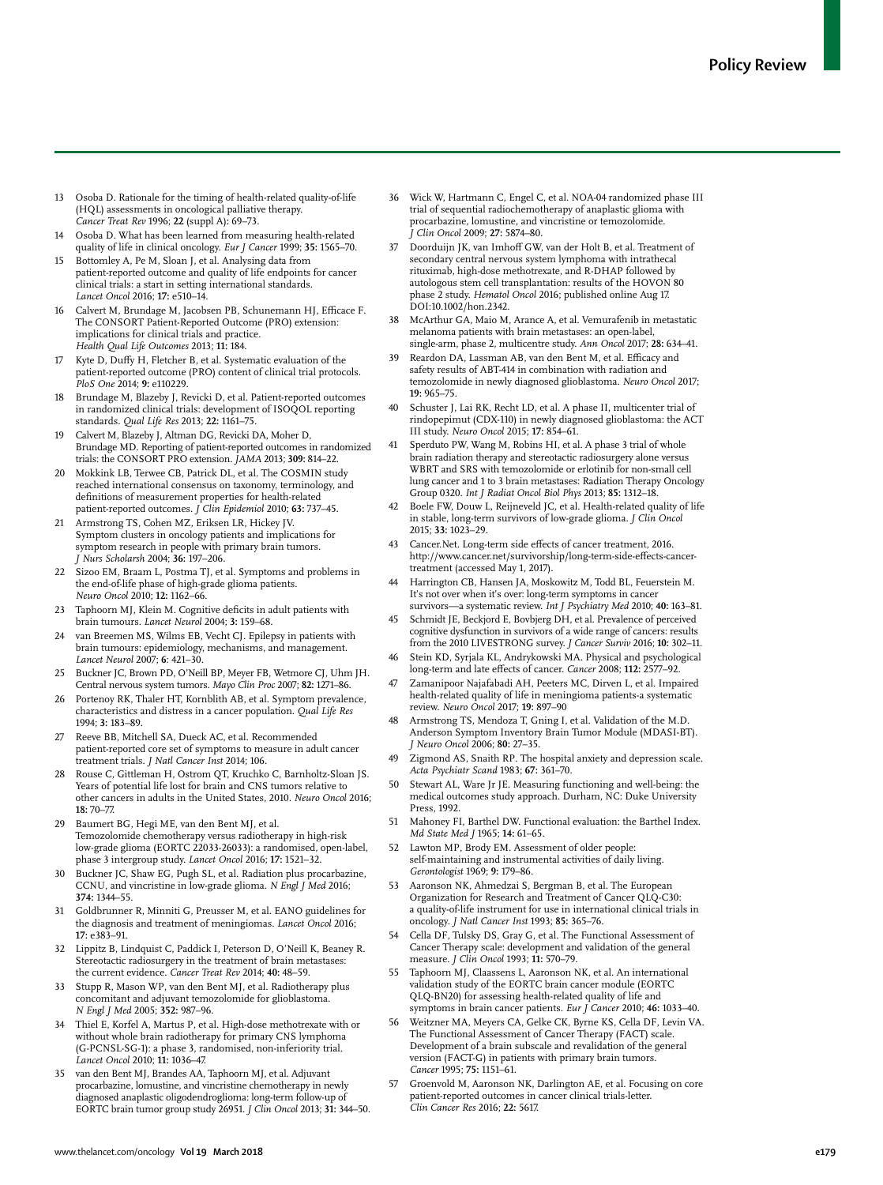13 Osoba D. Rationale for the timing of health-related quality-of-life (HQL) assessments in oncological palliative therapy. *Cancer Treat Rev* 1996; **22** (suppl A)**:** 69–73.

14 Osoba D. What has been learned from measuring health-related quality of life in clinical oncology. *Eur J Cancer* 1999; **35:** 1565–70.

15 Bottomley A, Pe M, Sloan J, et al. Analysing data from patient-reported outcome and quality of life endpoints for cancer clinical trials: a start in setting international standards. *Lancet Oncol* 2016; **17:** e510–14.

16 Calvert M, Brundage M, Jacobsen PB, Schunemann HJ, Efficace F. The CONSORT Patient-Reported Outcome (PRO) extension: implications for clinical trials and practice. *Health Qual Life Outcomes* 2013; **11:** 184.

17 Kyte D, Duffy H, Fletcher B, et al. Systematic evaluation of the patient-reported outcome (PRO) content of clinical trial protocols. *PloS One* 2014; **9:** e110229.

18 Brundage M, Blazeby J, Revicki D, et al. Patient-reported outcomes in randomized clinical trials: development of ISOQOL reporting standards. *Qual Life Res* 2013; **22:** 1161–75.

19 Calvert M, Blazeby J, Altman DG, Revicki DA, Moher D, Brundage MD. Reporting of patient-reported outcomes in randomized trials: the CONSORT PRO extension. *JAMA* 2013; **309:** 814–22.

20 Mokkink LB, Terwee CB, Patrick DL, et al. The COSMIN study reached international consensus on taxonomy, terminology, and definitions of measurement properties for health-related patient-reported outcomes. *J Clin Epidemiol* 2010; **63:** 737–45.

21 Armstrong TS, Cohen MZ, Eriksen LR, Hickey JV. Symptom clusters in oncology patients and implications for symptom research in people with primary brain tumors. *J Nurs Scholarsh* 2004; **36:** 197–206.

22 Sizoo EM, Braam L, Postma TJ, et al. Symptoms and problems in the end-of-life phase of high-grade glioma patients. *Neuro Oncol* 2010; **12:** 1162–66.

23 Taphoorn MJ, Klein M. Cognitive deficits in adult patients with brain tumours. *Lancet Neurol* 2004; **3:** 159–68.

24 van Breemen MS, Wilms EB, Vecht CJ. Epilepsy in patients with brain tumours: epidemiology, mechanisms, and management. *Lancet Neurol* 2007; **6**: 421–30.

25 Buckner JC, Brown PD, O'Neill BP, Meyer FB, Wetmore CJ, Uhm JH. Central nervous system tumors. *Mayo Clin Proc* 2007; **82:** 1271–86.

26 Portenoy RK, Thaler HT, Kornblith AB, et al. Symptom prevalence, characteristics and distress in a cancer population. *Qual Life Res* 1994; **3:** 183–89.

27 Reeve BB, Mitchell SA, Dueck AC, et al. Recommended patient-reported core set of symptoms to measure in adult cancer treatment trials. *J Natl Cancer Inst* 2014; 106.

28 Rouse C, Gittleman H, Ostrom QT, Kruchko C, Barnholtz-Sloan JS. Years of potential life lost for brain and CNS tumors relative to other cancers in adults in the United States, 2010. *Neuro Oncol* 2016; **18:** 70–77.

29 Baumert BG, Hegi ME, van den Bent MJ, et al. Temozolomide chemotherapy versus radiotherapy in high-risk low-grade glioma (EORTC 22033-26033): a randomised, open-label, phase 3 intergroup study. *Lancet Oncol* 2016; **17:** 1521–32.

30 Buckner JC, Shaw EG, Pugh SL, et al. Radiation plus procarbazine, CCNU, and vincristine in low-grade glioma. *N Engl J Med* 2016; **374:** 1344–55.

31 Goldbrunner R, Minniti G, Preusser M, et al. EANO guidelines for the diagnosis and treatment of meningiomas. *Lancet Oncol* 2016; **17:** e383–91.

32 Lippitz B, Lindquist C, Paddick I, Peterson D, O'Neill K, Beaney R. Stereotactic radiosurgery in the treatment of brain metastases: the current evidence. *Cancer Treat Rev* 2014; **40:** 48–59.

33 Stupp R, Mason WP, van den Bent MJ, et al. Radiotherapy plus concomitant and adjuvant temozolomide for glioblastoma. *N Engl J Med* 2005; **352:** 987–96.

34 Thiel E, Korfel A, Martus P, et al. High-dose methotrexate with or without whole brain radiotherapy for primary CNS lymphoma (G-PCNSL-SG-1): a phase 3, randomised, non-inferiority trial. *Lancet Oncol* 2010; **11:** 1036–47.

35 van den Bent MJ, Brandes AA, Taphoorn MJ, et al. Adjuvant procarbazine, lomustine, and vincristine chemotherapy in newly diagnosed anaplastic oligodendroglioma: long-term follow-up of EORTC brain tumor group study 26951. *J Clin Oncol* 2013; **31:** 344–50.

36 Wick W, Hartmann C, Engel C, et al. NOA-04 randomized phase III trial of sequential radiochemotherapy of anaplastic glioma with procarbazine, lomustine, and vincristine or temozolomide. *J Clin Oncol* 2009; **27:** 5874–80.

37 Doorduijn JK, van Imhoff GW, van der Holt B, et al. Treatment of secondary central nervous system lymphoma with intrathecal rituximab, high-dose methotrexate, and R-DHAP followed by autologous stem cell transplantation: results of the HOVON 80 phase 2 study. *Hematol Oncol* 2016; published online Aug 17. DOI:10.1002/hon.2342.

38 McArthur GA, Maio M, Arance A, et al. Vemurafenib in metastatic melanoma patients with brain metastases: an open-label, single-arm, phase 2, multicentre study. *Ann Oncol* 2017; **28:** 634–41.

39 Reardon DA, Lassman AB, van den Bent M, et al. Efficacy and safety results of ABT-414 in combination with radiation and temozolomide in newly diagnosed glioblastoma. *Neuro Oncol* 2017; **19:** 965–75.

40 Schuster J, Lai RK, Recht LD, et al. A phase II, multicenter trial of rindopepimut (CDX-110) in newly diagnosed glioblastoma: the ACT III study. *Neuro Oncol* 2015; **17:** 854–61.

41 Sperduto PW, Wang M, Robins HI, et al. A phase 3 trial of whole brain radiation therapy and stereotactic radiosurgery alone versus WBRT and SRS with temozolomide or erlotinib for non-small cell lung cancer and 1 to 3 brain metastases: Radiation Therapy Oncology Group 0320. *Int J Radiat Oncol Biol Phys* 2013; **85:** 1312–18.

42 Boele FW, Douw L, Reijneveld JC, et al. Health-related quality of life in stable, long-term survivors of low-grade glioma. *J Clin Oncol* 2015; **33:** 1023–29.

43 Cancer.Net. Long-term side effects of cancer treatment, 2016. http://www.cancer.net/survivorship/long-term-side-effects-cancer-treatment (accessed May 1, 2017).

44 Harrington CB, Hansen JA, Moskowitz M, Todd BL, Feuerstein M. It's not over when it's over: long-term symptoms in cancer survivors—a systematic review. *Int J Psychiatry Med* 2010; **40:** 163–81.

45 Schmidt JE, Beckjord E, Bovbjerg DH, et al. Prevalence of perceived cognitive dysfunction in survivors of a wide range of cancers: results from the 2010 LIVESTRONG survey. *J Cancer Surviv* 2016; **10:** 302–11.

46 Stein KD, Syrjala KL, Andrykowski MA. Physical and psychological long-term and late effects of cancer. *Cancer* 2008; **112:** 2577–92.

47 Zamanipoor Najafabadi AH, Peeters MC, Dirven L, et al. Impaired health-related quality of life in meningioma patients-a systematic review. *Neuro Oncol* 2017; **19:** 897–90

48 Armstrong TS, Mendoza T, Gning I, et al. Validation of the M.D. Anderson Symptom Inventory Brain Tumor Module (MDASI-BT). *J Neuro Oncol* 2006; **80:** 27–35.

49 Zigmond AS, Snaith RP. The hospital anxiety and depression scale. *Acta Psychiatr Scand* 1983; **67:** 361–70.

50 Stewart AL, Ware Jr JE. Measuring functioning and well-being: the medical outcomes study approach. Durham, NC: Duke University Press, 1992.

51 Mahoney FI, Barthel DW. Functional evaluation: the Barthel Index. *Md State Med J* 1965; **14:** 61–65.

52 Lawton MP, Brody EM. Assessment of older people: self-maintaining and instrumental activities of daily living. *Gerontologist* 1969; **9:** 179–86.

53 Aaronson NK, Ahmedzai S, Bergman B, et al. The European Organization for Research and Treatment of Cancer QLQ-C30: a quality-of-life instrument for use in international clinical trials in oncology. *J Natl Cancer Inst* 1993; **85:** 365–76.

54 Cella DF, Tulsky DS, Gray G, et al. The Functional Assessment of Cancer Therapy scale: development and validation of the general measure. *J Clin Oncol* 1993; **11:** 570–79.

55 Taphoorn MJ, Claassens L, Aaronson NK, et al. An international validation study of the EORTC brain cancer module (EORTC QLQ-BN20) for assessing health-related quality of life and symptoms in brain cancer patients. *Eur J Cancer* 2010; **46:** 1033–40.

56 Weitzner MA, Meyers CA, Gelke CK, Byrne KS, Cella DF, Levin VA. The Functional Assessment of Cancer Therapy (FACT) scale. Development of a brain subscale and revalidation of the general version (FACT-G) in patients with primary brain tumors. *Cancer* 1995; **75:** 1151–61.

57 Groenvold M, Aaronson NK, Darlington AE, et al. Focusing on core patient-reported outcomes in cancer clinical trials-letter. *Clin Cancer Res* 2016; **22:** 5617.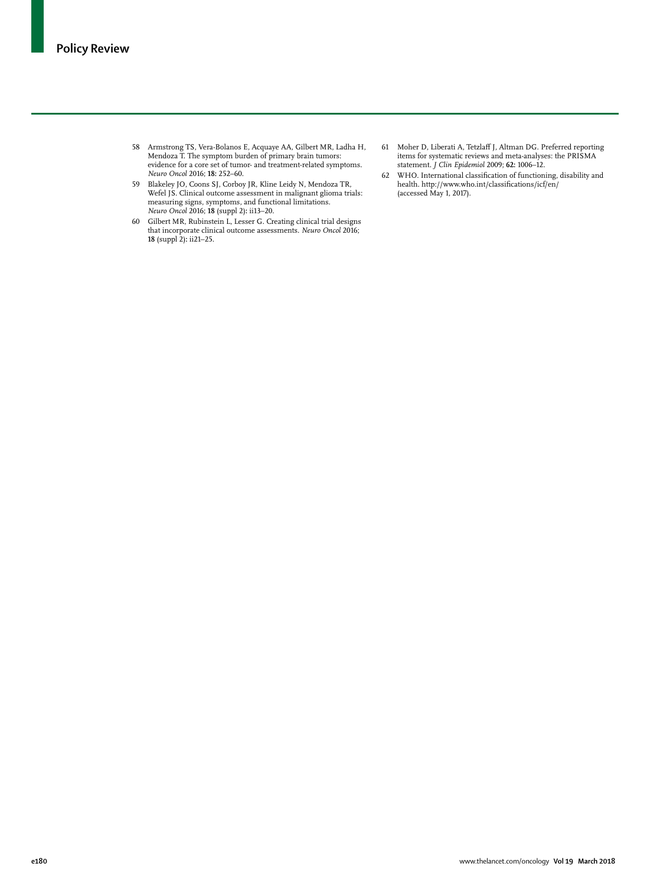58 Armstrong TS, Vera-Bolanos E, Acquaye AA, Gilbert MR, Ladha H, Mendoza T. The symptom burden of primary brain tumors: evidence for a core set of tumor- and treatment-related symptoms. *Neuro Oncol* 2016; **18:** 252–60.

59 Blakeley JO, Coons SJ, Corboy JR, Kline Leidy N, Mendoza TR, Wefel JS. Clinical outcome assessment in malignant glioma trials: measuring signs, symptoms, and functional limitations. *Neuro Oncol* 2016; **18** (suppl 2)**:** ii13–20.

60 Gilbert MR, Rubinstein L, Lesser G. Creating clinical trial designs that incorporate clinical outcome assessments. *Neuro Oncol* 2016; **18** (suppl 2)**:** ii21–25.

61 Moher D, Liberati A, Tetzlaff J, Altman DG. Preferred reporting items for systematic reviews and meta-analyses: the PRISMA statement. *J Clin Epidemiol* 2009; **62:** 1006–12.

62 WHO. International classification of functioning, disability and health. http://www.who.int/classifications/icf/en/ (accessed May 1, 2017).